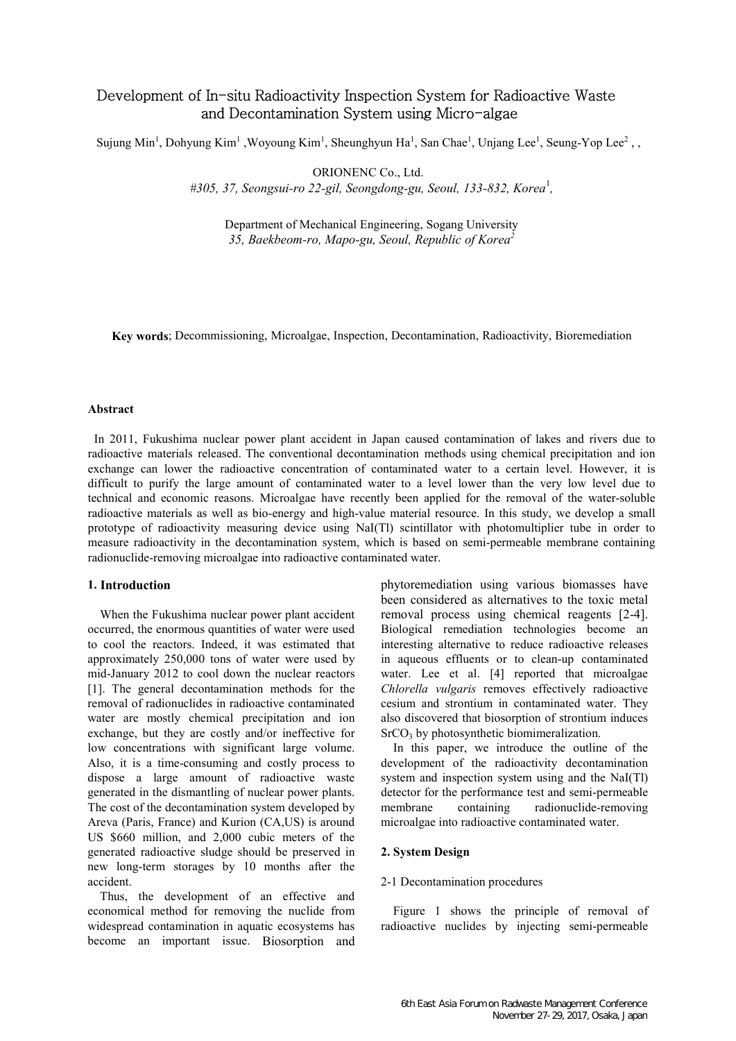# Development of In-situ Radioactivity Inspection System for Radioactive Waste and Decontamination System using Micro-algae

Sujung Min[1], Dohyung Kim[1], Woyoung Kim[1], Sheunghyun Ha[1], San Chae[1], Unjang Lee[1], Seung-Yop Lee[2], ,

ORIONENC Co., Ltd.
*#305, 37, Seongsui-ro 22-gil, Seongdong-gu, Seoul, 133-832, Korea[1],*

Department of Mechanical Engineering, Sogang University
*35, Baekbeom-ro, Mapo-gu, Seoul, Republic of Korea[2]*

**Key words**; Decommissioning, Microalgae, Inspection, Decontamination, Radioactivity, Bioremediation

### Abstract

In 2011, Fukushima nuclear power plant accident in Japan caused contamination of lakes and rivers due to radioactive materials released. The conventional decontamination methods using chemical precipitation and ion exchange can lower the radioactive concentration of contaminated water to a certain level. However, it is difficult to purify the large amount of contaminated water to a level lower than the very low level due to technical and economic reasons. Microalgae have recently been applied for the removal of the water-soluble radioactive materials as well as bio-energy and high-value material resource. In this study, we develop a small prototype of radioactivity measuring device using NaI(Tl) scintillator with photomultiplier tube in order to measure radioactivity in the decontamination system, which is based on semi-permeable membrane containing radionuclide-removing microalgae into radioactive contaminated water.

### 1. Introduction

When the Fukushima nuclear power plant accident occurred, the enormous quantities of water were used to cool the reactors. Indeed, it was estimated that approximately 250,000 tons of water were used by mid-January 2012 to cool down the nuclear reactors [1]. The general decontamination methods for the removal of radionuclides in radioactive contaminated water are mostly chemical precipitation and ion exchange, but they are costly and/or ineffective for low concentrations with significant large volume. Also, it is a time-consuming and costly process to dispose a large amount of radioactive waste generated in the dismantling of nuclear power plants. The cost of the decontamination system developed by Areva (Paris, France) and Kurion (CA,US) is around US $660 million, and 2,000 cubic meters of the generated radioactive sludge should be preserved in new long-term storages by 10 months after the accident.

Thus, the development of an effective and economical method for removing the nuclide from widespread contamination in aquatic ecosystems has become an important issue. Biosorption and phytoremediation using various biomasses have been considered as alternatives to the toxic metal removal process using chemical reagents [2-4]. Biological remediation technologies become an interesting alternative to reduce radioactive releases in aqueous effluents or to clean-up contaminated water. Lee et al. [4] reported that microalgae *Chlorella vulgaris* removes effectively radioactive cesium and strontium in contaminated water. They also discovered that biosorption of strontium induces $SrCO_3$ by photosynthetic biomimeralization.

In this paper, we introduce the outline of the development of the radioactivity decontamination system and inspection system using and the NaI(Tl) detector for the performance test and semi-permeable membrane containing radionuclide-removing microalgae into radioactive contaminated water.

### 2. System Design

2-1 Decontamination procedures

Figure 1 shows the principle of removal of radioactive nuclides by injecting semi-permeable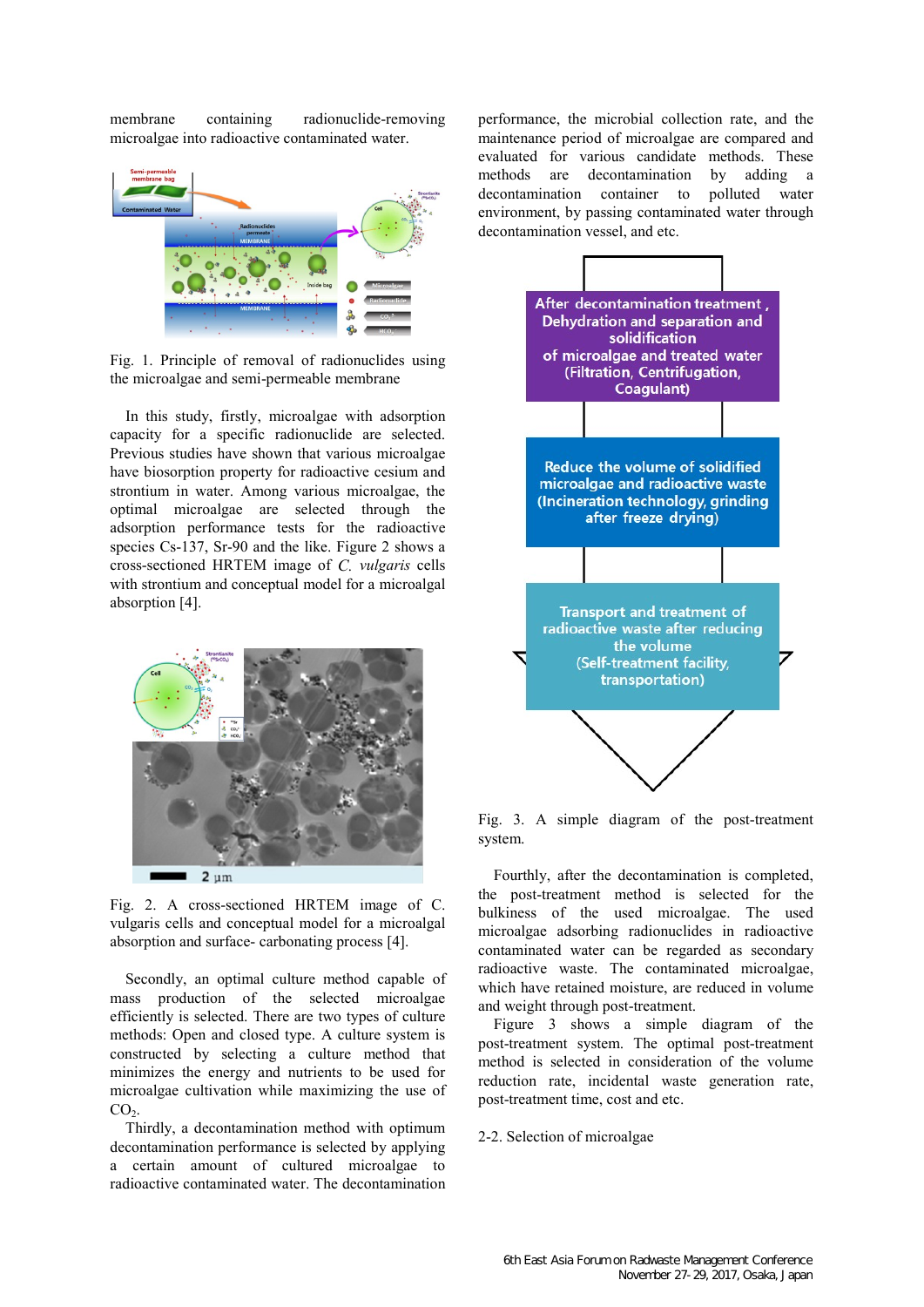membrane containing radionuclide-removing microalgae into radioactive contaminated water.

Fig. 1. Principle of removal of radionuclides using the microalgae and semi-permeable membrane

In this study, firstly, microalgae with adsorption capacity for a specific radionuclide are selected. Previous studies have shown that various microalgae have biosorption property for radioactive cesium and strontium in water. Among various microalgae, the optimal microalgae are selected through the adsorption performance tests for the radioactive species Cs-137, Sr-90 and the like. Figure 2 shows a cross-sectioned HRTEM image of *C. vulgaris* cells with strontium and conceptual model for a microalgal absorption [4].

Fig. 2. A cross-sectioned HRTEM image of C. vulgaris cells and conceptual model for a microalgal absorption and surface- carbonating process [4].

Secondly, an optimal culture method capable of mass production of the selected microalgae efficiently is selected. There are two types of culture methods: Open and closed type. A culture system is constructed by selecting a culture method that minimizes the energy and nutrients to be used for microalgae cultivation while maximizing the use of $CO_2$.

Thirdly, a decontamination method with optimum decontamination performance is selected by applying a certain amount of cultured microalgae to radioactive contaminated water. The decontamination performance, the microbial collection rate, and the maintenance period of microalgae are compared and evaluated for various candidate methods. These methods are decontamination by adding a decontamination container to polluted water environment, by passing contaminated water through decontamination vessel, and etc.

After decontamination treatment, Dehydration and separation and solidification of microalgae and treated water (Filtration, Centrifugation, Coagulant)

Reduce the volume of solidified microalgae and radioactive waste (Incineration technology, grinding after freeze drying)

Transport and treatment of radioactive waste after reducing the volume (Self-treatment facility, transportation)

Fig. 3. A simple diagram of the post-treatment system.

Fourthly, after the decontamination is completed, the post-treatment method is selected for the bulkiness of the used microalgae. The used microalgae adsorbing radionuclides in radioactive contaminated water can be regarded as secondary radioactive waste. The contaminated microalgae, which have retained moisture, are reduced in volume and weight through post-treatment.

Figure 3 shows a simple diagram of the post-treatment system. The optimal post-treatment method is selected in consideration of the volume reduction rate, incidental waste generation rate, post-treatment time, cost and etc.

## 2-2. Selection of microalgae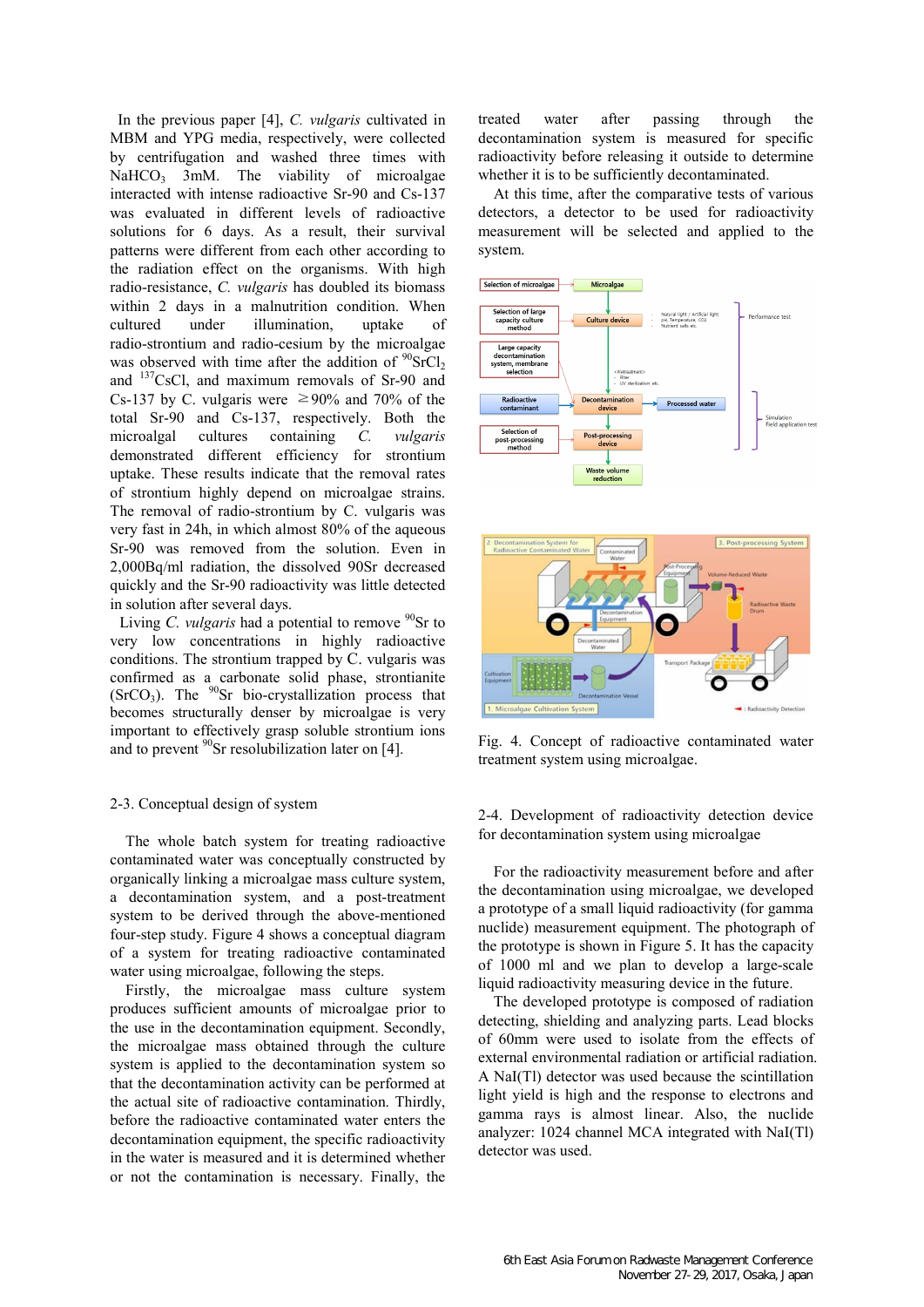In the previous paper [4], *C. vulgaris* cultivated in MBM and YPG media, respectively, were collected by centrifugation and washed three times with $NaHCO_3$ 3mM. The viability of microalgae interacted with intense radioactive Sr-90 and Cs-137 was evaluated in different levels of radioactive solutions for 6 days. As a result, their survival patterns were different from each other according to the radiation effect on the organisms. With high radio-resistance, *C. vulgaris* has doubled its biomass within 2 days in a malnutrition condition. When cultured under illumination, uptake of radio-strontium and radio-cesium by the microalgae was observed with time after the addition of $^{90}SrCl_2$ and $^{137}CsCl$, and maximum removals of Sr-90 and Cs-137 by C. vulgaris were ≥90% and 70% of the total Sr-90 and Cs-137, respectively. Both the microalgal cultures containing *C. vulgaris* demonstrated different efficiency for strontium uptake. These results indicate that the removal rates of strontium highly depend on microalgae strains. The removal of radio-strontium by C. vulgaris was very fast in 24h, in which almost 80% of the aqueous Sr-90 was removed from the solution. Even in 2,000Bq/ml radiation, the dissolved 90Sr decreased quickly and the Sr-90 radioactivity was little detected in solution after several days.

Living *C. vulgaris* had a potential to remove $^{90}Sr$ to very low concentrations in highly radioactive conditions. The strontium trapped by C. vulgaris was confirmed as a carbonate solid phase, strontianite ($SrCO_3$). The $^{90}Sr$ bio-crystallization process that becomes structurally denser by microalgae is very important to effectively grasp soluble strontium ions and to prevent $^{90}Sr$ resolubilization later on [4].

## 2-3. Conceptual design of system

The whole batch system for treating radioactive contaminated water was conceptually constructed by organically linking a microalgae mass culture system, a decontamination system, and a post-treatment system to be derived through the above-mentioned four-step study. Figure 4 shows a conceptual diagram of a system for treating radioactive contaminated water using microalgae, following the steps.

Firstly, the microalgae mass culture system produces sufficient amounts of microalgae prior to the use in the decontamination equipment. Secondly, the microalgae mass obtained through the culture system is applied to the decontamination system so that the decontamination activity can be performed at the actual site of radioactive contamination. Thirdly, before the radioactive contaminated water enters the decontamination equipment, the specific radioactivity in the water is measured and it is determined whether or not the contamination is necessary. Finally, the treated water after passing through the decontamination system is measured for specific radioactivity before releasing it outside to determine whether it is to be sufficiently decontaminated.

At this time, after the comparative tests of various detectors, a detector to be used for radioactivity measurement will be selected and applied to the system.

Fig. 4. Concept of radioactive contaminated water treatment system using microalgae.

## 2-4. Development of radioactivity detection device for decontamination system using microalgae

For the radioactivity measurement before and after the decontamination using microalgae, we developed a prototype of a small liquid radioactivity (for gamma nuclide) measurement equipment. The photograph of the prototype is shown in Figure 5. It has the capacity of 1000 ml and we plan to develop a large-scale liquid radioactivity measuring device in the future.

The developed prototype is composed of radiation detecting, shielding and analyzing parts. Lead blocks of 60mm were used to isolate from the effects of external environmental radiation or artificial radiation. A NaI(Tl) detector was used because the scintillation light yield is high and the response to electrons and gamma rays is almost linear. Also, the nuclide analyzer: 1024 channel MCA integrated with NaI(Tl) detector was used.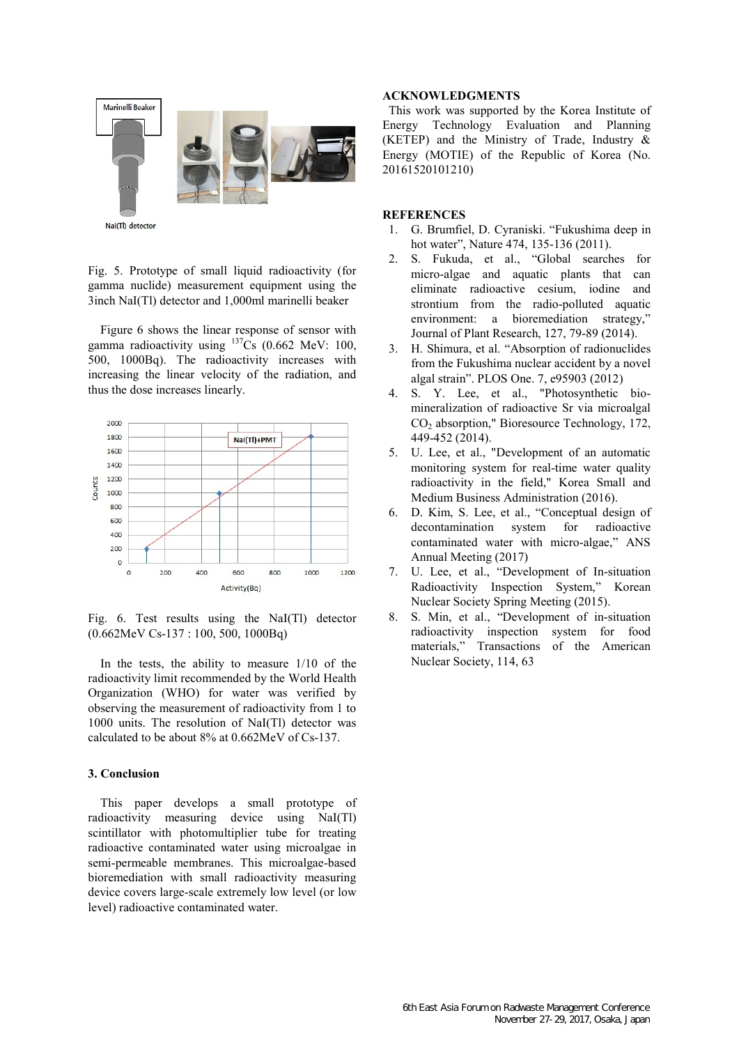Marinelli Beaker

NaI(Tl) detector

Fig. 5. Prototype of small liquid radioactivity (for gamma nuclide) measurement equipment using the 3inch NaI(Tl) detector and 1,000ml marinelli beaker

Figure 6 shows the linear response of sensor with gamma radioactivity using $^{137}$Cs (0.662 MeV: 100, 500, 1000Bq). The radioactivity increases with increasing the linear velocity of the radiation, and thus the dose increases linearly.

NaI(Tl)+PMT

Counts

2000
1800
1600
1400
1200
1000
800
600
400
200
0

0 200 400 600 800 1000 1200

Activity(Bq)

Fig. 6. Test results using the NaI(Tl) detector (0.662MeV Cs-137 : 100, 500, 1000Bq)

In the tests, the ability to measure 1/10 of the radioactivity limit recommended by the World Health Organization (WHO) for water was verified by observing the measurement of radioactivity from 1 to 1000 units. The resolution of NaI(Tl) detector was calculated to be about 8% at 0.662MeV of Cs-137.

### 3. Conclusion

This paper develops a small prototype of radioactivity measuring device using NaI(Tl) scintillator with photomultiplier tube for treating radioactive contaminated water using microalgae in semi-permeable membranes. This microalgae-based bioremediation with small radioactivity measuring device covers large-scale extremely low level (or low level) radioactive contaminated water.

### ACKNOWLEDGMENTS

This work was supported by the Korea Institute of Energy Technology Evaluation and Planning (KETEP) and the Ministry of Trade, Industry & Energy (MOTIE) of the Republic of Korea (No. 20161520101210)

### REFERENCES

1. G. Brumfiel, D. Cyraniski. "Fukushima deep in hot water", Nature 474, 135-136 (2011).
2. S. Fukuda, et al., "Global searches for micro-algae and aquatic plants that can eliminate radioactive cesium, iodine and strontium from the radio-polluted aquatic environment: a bioremediation strategy," Journal of Plant Research, 127, 79-89 (2014).
3. H. Shimura, et al. "Absorption of radionuclides from the Fukushima nuclear accident by a novel algal strain". PLOS One. 7, e95903 (2012)
4. S. Y. Lee, et al., "Photosynthetic bio-mineralization of radioactive Sr via microalgal $CO_2$ absorption," Bioresource Technology, 172, 449-452 (2014).
5. U. Lee, et al., "Development of an automatic monitoring system for real-time water quality radioactivity in the field," Korea Small and Medium Business Administration (2016).
6. D. Kim, S. Lee, et al., "Conceptual design of decontamination system for radioactive contaminated water with micro-algae," ANS Annual Meeting (2017)
7. U. Lee, et al., "Development of In-situation Radioactivity Inspection System," Korean Nuclear Society Spring Meeting (2015).
8. S. Min, et al., "Development of in-situation radioactivity inspection system for food materials," Transactions of the American Nuclear Society, 114, 63